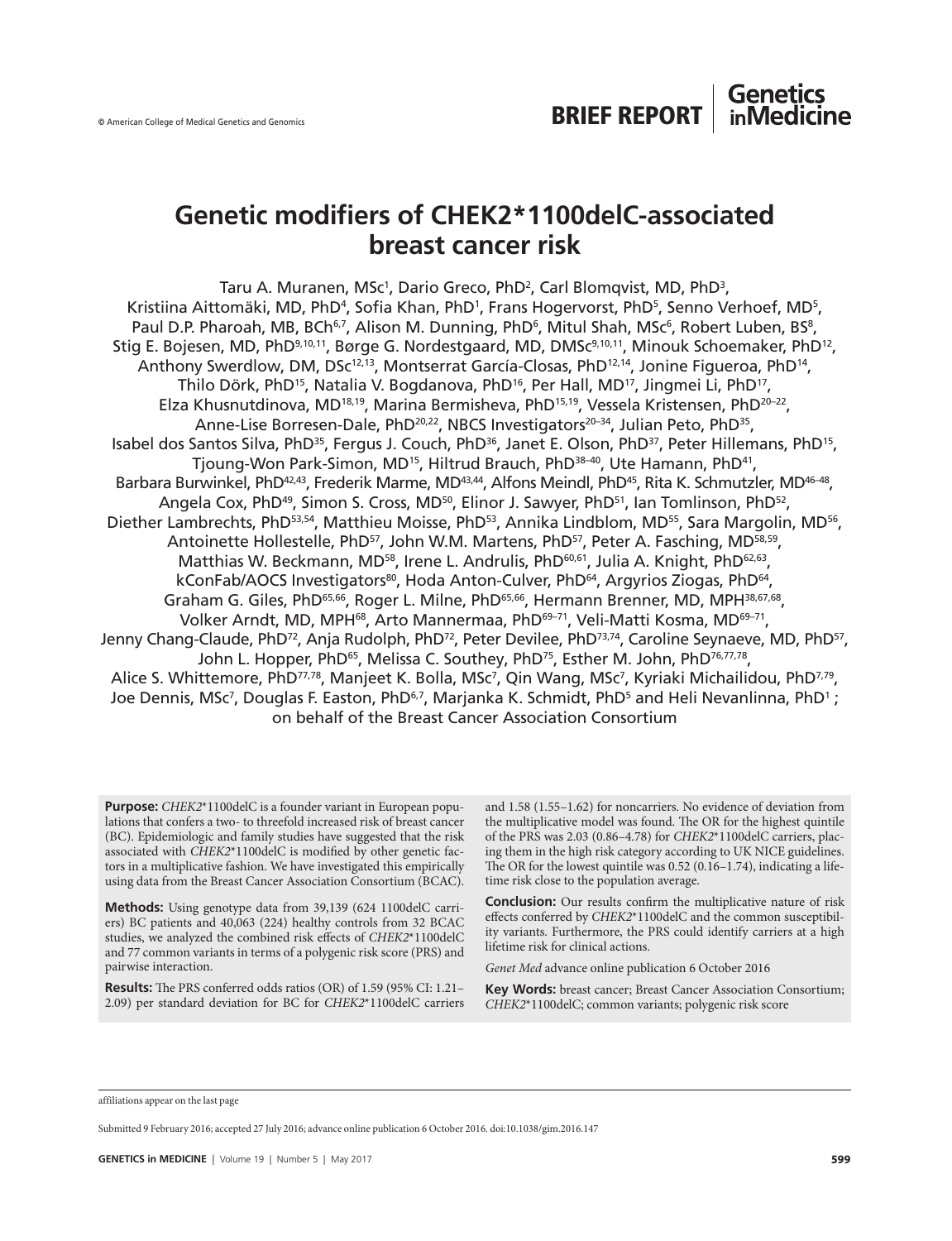© American College of Medical Genetics and Genomics

**BRIEF REPORT**

# Genetic modifiers of CHEK2*1100delC-associated breast cancer risk

Taru A. Muranen, MSc[1], Dario Greco, PhD[2], Carl Blomqvist, MD, PhD[3], Kristiina Aittomäki, MD, PhD[4], Sofia Khan, PhD[1], Frans Hogervorst, PhD[5], Senno Verhoef, MD[5], Paul D.P. Pharoah, MB, BCh[6,7], Alison M. Dunning, PhD[6], Mitul Shah, MSc[6], Robert Luben, BS[8], Stig E. Bojesen, MD, PhD[9,10,11], Børge G. Nordestgaard, MD, DMSc[9,10,11], Minouk Schoemaker, PhD[12], Anthony Swerdlow, DM, DSc[12,13], Montserrat García-Closas, PhD[12,14], Jonine Figueroa, PhD[14], Thilo Dörk, PhD[15], Natalia V. Bogdanova, PhD[16], Per Hall, MD[17], Jingmei Li, PhD[17], Elza Khusnutdinova, MD[18,19], Marina Bermisheva, PhD[15,19], Vessela Kristensen, PhD[20–22], Anne-Lise Borresen-Dale, PhD[20,22], NBCS Investigators[20–34], Julian Peto, PhD[35], Isabel dos Santos Silva, PhD[35], Fergus J. Couch, PhD[36], Janet E. Olson, PhD[37], Peter Hillemans, PhD[15], Tjoung-Won Park-Simon, MD[15], Hiltrud Brauch, PhD[38–40], Ute Hamann, PhD[41], Barbara Burwinkel, PhD[42,43], Frederik Marme, MD[43,44], Alfons Meindl, PhD[45], Rita K. Schmutzler, MD[46–48], Angela Cox, PhD[49], Simon S. Cross, MD[50], Elinor J. Sawyer, PhD[51], Ian Tomlinson, PhD[52], Diether Lambrechts, PhD[53,54], Matthieu Moisse, PhD[53], Annika Lindblom, MD[55], Sara Margolin, MD[56], Antoinette Hollestelle, PhD[57], John W.M. Martens, PhD[57], Peter A. Fasching, MD[58,59], Matthias W. Beckmann, MD[58], Irene L. Andrulis, PhD[60,61], Julia A. Knight, PhD[62,63], kConFab/AOCS Investigators[80], Hoda Anton-Culver, PhD[64], Argyrios Ziogas, PhD[64], Graham G. Giles, PhD[65,66], Roger L. Milne, PhD[65,66], Hermann Brenner, MD, MPH[38,67,68], Volker Arndt, MD, MPH[68], Arto Mannermaa, PhD[69–71], Veli-Matti Kosma, MD[69–71], Jenny Chang-Claude, PhD[72], Anja Rudolph, PhD[72], Peter Devilee, PhD[73,74], Caroline Seynaeve, MD, PhD[57], John L. Hopper, PhD[65], Melissa C. Southey, PhD[75], Esther M. John, PhD[76,77,78], Alice S. Whittemore, PhD[77,78], Manjeet K. Bolla, MSc[7], Qin Wang, MSc[7], Kyriaki Michailidou, PhD[7,79], Joe Dennis, MSc[7], Douglas F. Easton, PhD[6,7], Marjanka K. Schmidt, PhD[5] and Heli Nevanlinna, PhD[1]; on behalf of the Breast Cancer Association Consortium

**Purpose:** *CHEK2*\*1100delC is a founder variant in European populations that confers a two- to threefold increased risk of breast cancer (BC). Epidemiologic and family studies have suggested that the risk associated with *CHEK2*\*1100delC is modified by other genetic factors in a multiplicative fashion. We have investigated this empirically using data from the Breast Cancer Association Consortium (BCAC).

**Methods:** Using genotype data from 39,139 (624 1100delC carriers) BC patients and 40,063 (224) healthy controls from 32 BCAC studies, we analyzed the combined risk effects of *CHEK2*\*1100delC and 77 common variants in terms of a polygenic risk score (PRS) and pairwise interaction.

**Results:** The PRS conferred odds ratios (OR) of 1.59 (95% CI: 1.21–2.09) per standard deviation for BC for *CHEK2*\*1100delC carriers and 1.58 (1.55–1.62) for noncarriers. No evidence of deviation from the multiplicative model was found. The OR for the highest quintile of the PRS was 2.03 (0.86–4.78) for *CHEK2*\*1100delC carriers, placing them in the high risk category according to UK NICE guidelines. The OR for the lowest quintile was 0.52 (0.16–1.74), indicating a lifetime risk close to the population average.

**Conclusion:** Our results confirm the multiplicative nature of risk effects conferred by *CHEK2*\*1100delC and the common susceptibility variants. Furthermore, the PRS could identify carriers at a high lifetime risk for clinical actions.

*Genet Med* advance online publication 6 October 2016

**Key Words:** breast cancer; Breast Cancer Association Consortium; *CHEK2*\*1100delC; common variants; polygenic risk score

affiliations appear on the last page

Submitted 9 February 2016; accepted 27 July 2016; advance online publication 6 October 2016. doi:10.1038/gim.2016.147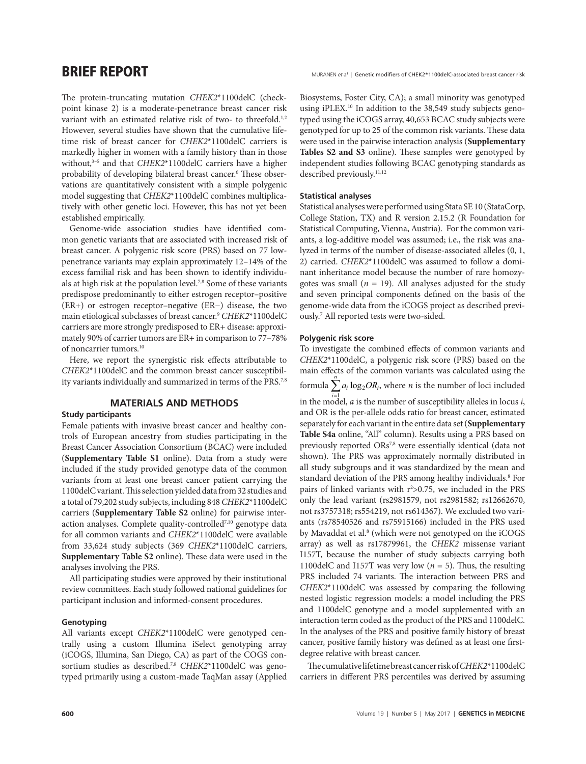The protein-truncating mutation *CHEK2*\*1100delC (checkpoint kinase 2) is a moderate-penetrance breast cancer risk variant with an estimated relative risk of two- to threefold.[1,2] However, several studies have shown that the cumulative lifetime risk of breast cancer for *CHEK2*\*1100delC carriers is markedly higher in women with a family history than in those without,[3–5] and that *CHEK2*\*1100delC carriers have a higher probability of developing bilateral breast cancer.[6] These observations are quantitatively consistent with a simple polygenic model suggesting that *CHEK2*\*1100delC combines multiplicatively with other genetic loci. However, this has not yet been established empirically.

Genome-wide association studies have identified common genetic variants that are associated with increased risk of breast cancer. A polygenic risk score (PRS) based on 77 low-penetrance variants may explain approximately 12–14% of the excess familial risk and has been shown to identify individuals at high risk at the population level.[7,8] Some of these variants predispose predominantly to either estrogen receptor–positive (ER+) or estrogen receptor–negative (ER–) disease, the two main etiological subclasses of breast cancer.[9] *CHEK2*\*1100delC carriers are more strongly predisposed to ER+ disease: approximately 90% of carrier tumors are ER+ in comparison to 77–78% of noncarrier tumors.[10]

Here, we report the synergistic risk effects attributable to *CHEK2*\*1100delC and the common breast cancer susceptibility variants individually and summarized in terms of the PRS.[7,8]

## MATERIALS AND METHODS

### Study participants

Female patients with invasive breast cancer and healthy controls of European ancestry from studies participating in the Breast Cancer Association Consortium (BCAC) were included (**Supplementary Table S1** online). Data from a study were included if the study provided genotype data of the common variants from at least one breast cancer patient carrying the 1100delC variant. This selection yielded data from 32 studies and a total of 79,202 study subjects, including 848 *CHEK2*\*1100delC carriers (**Supplementary Table S2** online) for pairwise interaction analyses. Complete quality-controlled[7,10] genotype data for all common variants and *CHEK2*\*1100delC were available from 33,624 study subjects (369 *CHEK2*\*1100delC carriers, **Supplementary Table S2** online). These data were used in the analyses involving the PRS.

All participating studies were approved by their institutional review committees. Each study followed national guidelines for participant inclusion and informed-consent procedures.

### Genotyping

All variants except *CHEK2*\*1100delC were genotyped centrally using a custom Illumina iSelect genotyping array (iCOGS, Illumina, San Diego, CA) as part of the COGS consortium studies as described.[7,8] *CHEK2*\*1100delC was genotyped primarily using a custom-made TaqMan assay (Applied Biosystems, Foster City, CA); a small minority was genotyped using iPLEX.[10] In addition to the 38,549 study subjects genotyped using the iCOGS array, 40,653 BCAC study subjects were genotyped for up to 25 of the common risk variants. These data were used in the pairwise interaction analysis (**Supplementary Tables S2 and S3** online). These samples were genotyped by independent studies following BCAC genotyping standards as described previously.[11,12]

### Statistical analyses

Statistical analyses were performed using Stata SE 10 (StataCorp, College Station, TX) and R version 2.15.2 (R Foundation for Statistical Computing, Vienna, Austria). For the common variants, a log-additive model was assumed; i.e., the risk was analyzed in terms of the number of disease-associated alleles (0, 1, 2) carried. *CHEK2*\*1100delC was assumed to follow a dominant inheritance model because the number of rare homozygotes was small ($n = 19$). All analyses adjusted for the study and seven principal components defined on the basis of the genome-wide data from the iCOGS project as described previously.[7] All reported tests were two-sided.

### Polygenic risk score

To investigate the combined effects of common variants and *CHEK2*\*1100delC, a polygenic risk score (PRS) based on the main effects of the common variants was calculated using the formula $\sum_{i=1}^{n} a_i \log_2 OR_i$, where $n$ is the number of loci included in the model, $a$ is the number of susceptibility alleles in locus $i$, and OR is the per-allele odds ratio for breast cancer, estimated separately for each variant in the entire data set (**Supplementary Table S4a** online, "All" column). Results using a PRS based on previously reported ORs[7,8] were essentially identical (data not shown). The PRS was approximately normally distributed in all study subgroups and it was standardized by the mean and standard deviation of the PRS among healthy individuals.[8] For pairs of linked variants with $r^2>0.75$, we included in the PRS only the lead variant (rs2981579, not rs2981582; rs12662670, not rs3757318; rs554219, not rs614367). We excluded two variants (rs78540526 and rs75915166) included in the PRS used by Mavaddat et al.[8] (which were not genotyped on the iCOGS array) as well as rs17879961, the *CHEK2* missense variant I157T, because the number of study subjects carrying both 1100delC and I157T was very low ($n = 5$). Thus, the resulting PRS included 74 variants. The interaction between PRS and *CHEK2*\*1100delC was assessed by comparing the following nested logistic regression models: a model including the PRS and 1100delC genotype and a model supplemented with an interaction term coded as the product of the PRS and 1100delC. In the analyses of the PRS and positive family history of breast cancer, positive family history was defined as at least one first-degree relative with breast cancer.

The cumulative lifetime breast cancer risk of *CHEK2*\*1100delC carriers in different PRS percentiles was derived by assuming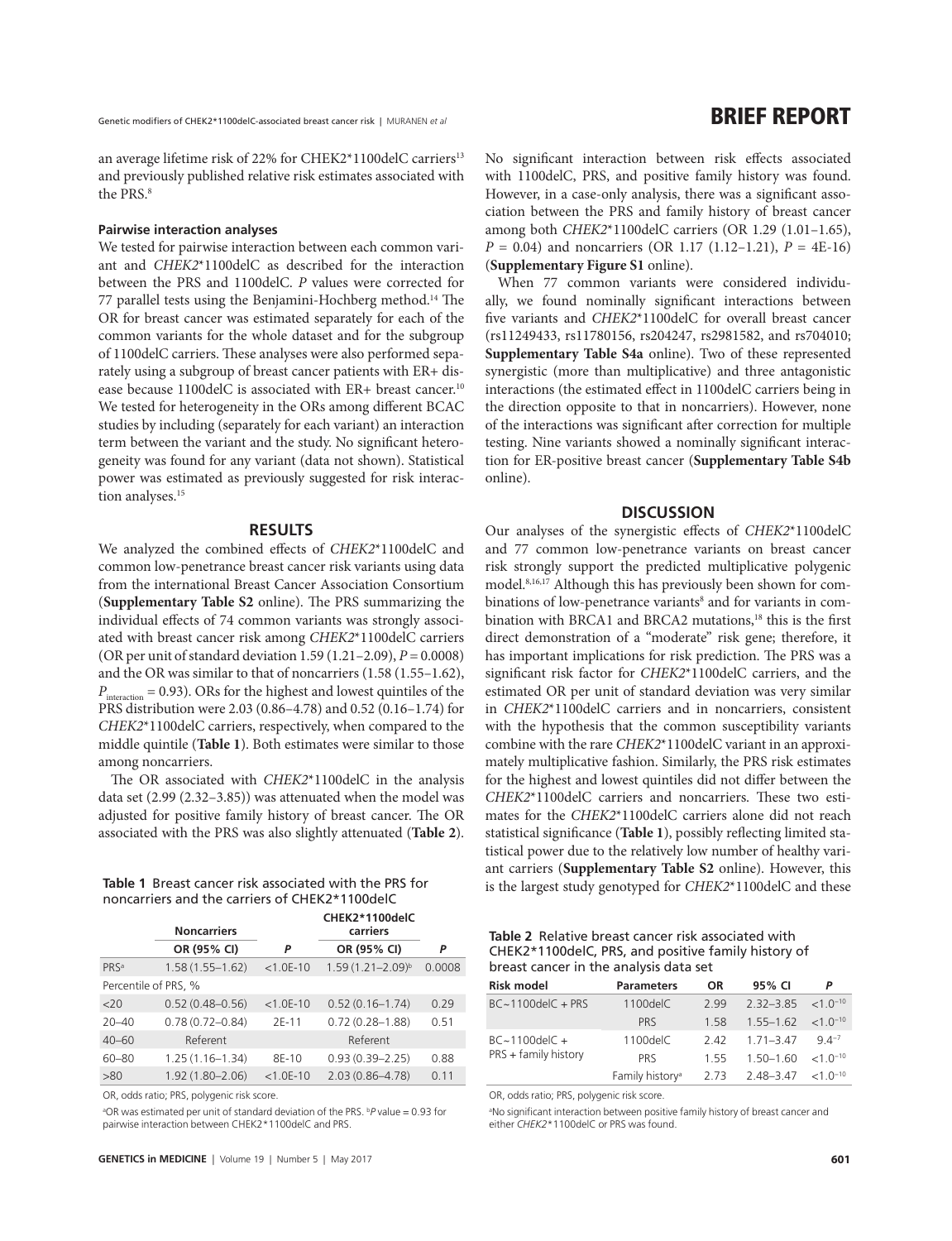an average lifetime risk of 22% for CHEK2*1100delC carriers[13] and previously published relative risk estimates associated with the PRS.[8]

#### Pairwise interaction analyses

We tested for pairwise interaction between each common variant and *CHEK2**1100delC as described for the interaction between the PRS and 1100delC. *P* values were corrected for 77 parallel tests using the Benjamini-Hochberg method.[14] The OR for breast cancer was estimated separately for each of the common variants for the whole dataset and for the subgroup of 1100delC carriers. These analyses were also performed separately using a subgroup of breast cancer patients with ER+ disease because 1100delC is associated with ER+ breast cancer.[10] We tested for heterogeneity in the ORs among different BCAC studies by including (separately for each variant) an interaction term between the variant and the study. No significant heterogeneity was found for any variant (data not shown). Statistical power was estimated as previously suggested for risk interaction analyses.[15]

## RESULTS

We analyzed the combined effects of *CHEK2**1100delC and common low-penetrance breast cancer risk variants using data from the international Breast Cancer Association Consortium (**Supplementary Table S2** online). The PRS summarizing the individual effects of 74 common variants was strongly associated with breast cancer risk among *CHEK2**1100delC carriers (OR per unit of standard deviation 1.59 (1.21–2.09), *P* = 0.0008) and the OR was similar to that of noncarriers (1.58 (1.55–1.62), $P_{interaction}$ = 0.93). ORs for the highest and lowest quintiles of the PRS distribution were 2.03 (0.86–4.78) and 0.52 (0.16–1.74) for *CHEK2**1100delC carriers, respectively, when compared to the middle quintile (**Table 1**). Both estimates were similar to those among noncarriers.

The OR associated with *CHEK2**1100delC in the analysis data set (2.99 (2.32–3.85)) was attenuated when the model was adjusted for positive family history of breast cancer. The OR associated with the PRS was also slightly attenuated (**Table 2**).

**Table 1** Breast cancer risk associated with the PRS for noncarriers and the carriers of CHEK2*1100delC

| | Noncarriers | | CHEK2*1100delC carriers | |
|---|---|---|---|---|
| | OR (95% CI) | P | OR (95% CI) | P |
| PRS[a] | 1.58 (1.55–1.62) | <1.0E-10 | 1.59 (1.21–2.09)[b] | 0.0008 |
| Percentile of PRS, % | | | | |
| <20 | 0.52 (0.48–0.56) | <1.0E-10 | 0.52 (0.16–1.74) | 0.29 |
| 20–40 | 0.78 (0.72–0.84) | 2E-11 | 0.72 (0.28–1.88) | 0.51 |
| 40–60 | Referent | | Referent | |
| 60–80 | 1.25 (1.16–1.34) | 8E-10 | 0.93 (0.39–2.25) | 0.88 |
| >80 | 1.92 (1.80–2.06) | <1.0E-10 | 2.03 (0.86–4.78) | 0.11 |

OR, odds ratio; PRS, polygenic risk score.

[a]OR was estimated per unit of standard deviation of the PRS. [b]*P* value = 0.93 for pairwise interaction between CHEK2*1100delC and PRS.

No significant interaction between risk effects associated with 1100delC, PRS, and positive family history was found. However, in a case-only analysis, there was a significant association between the PRS and family history of breast cancer among both *CHEK2**1100delC carriers (OR 1.29 (1.01–1.65), *P* = 0.04) and noncarriers (OR 1.17 (1.12–1.21), *P* = 4E-16) (**Supplementary Figure S1** online).

When 77 common variants were considered individually, we found nominally significant interactions between five variants and *CHEK2**1100delC for overall breast cancer (rs11249433, rs11780156, rs204247, rs2981582, and rs704010; **Supplementary Table S4a** online). Two of these represented synergistic (more than multiplicative) and three antagonistic interactions (the estimated effect in 1100delC carriers being in the direction opposite to that in noncarriers). However, none of the interactions was significant after correction for multiple testing. Nine variants showed a nominally significant interaction for ER-positive breast cancer (**Supplementary Table S4b** online).

## DISCUSSION

Our analyses of the synergistic effects of *CHEK2**1100delC and 77 common low-penetrance variants on breast cancer risk strongly support the predicted multiplicative polygenic model.[8,16,17] Although this has previously been shown for combinations of low-penetrance variants[8] and for variants in combination with BRCA1 and BRCA2 mutations,[18] this is the first direct demonstration of a "moderate" risk gene; therefore, it has important implications for risk prediction. The PRS was a significant risk factor for *CHEK2**1100delC carriers, and the estimated OR per unit of standard deviation was very similar in *CHEK2**1100delC carriers and in noncarriers, consistent with the hypothesis that the common susceptibility variants combine with the rare *CHEK2**1100delC variant in an approximately multiplicative fashion. Similarly, the PRS risk estimates for the highest and lowest quintiles did not differ between the *CHEK2**1100delC carriers and noncarriers. These two estimates for the *CHEK2**1100delC carriers alone did not reach statistical significance (**Table 1**), possibly reflecting limited statistical power due to the relatively low number of healthy variant carriers (**Supplementary Table S2** online). However, this is the largest study genotyped for *CHEK2**1100delC and these

**Table 2** Relative breast cancer risk associated with CHEK2*1100delC, PRS, and positive family history of breast cancer in the analysis data set

| Risk model | Parameters | OR | 95% CI | P |
|---|---|---|---|---|
| BC~1100delC + PRS | 1100delC | 2.99 | 2.32–3.85 | $<1.0^{-10}$ |
| | PRS | 1.58 | 1.55–1.62 | $<1.0^{-10}$ |
| BC~1100delC + PRS + family history | 1100delC | 2.42 | 1.71–3.47 | $9.4^{-7}$ |
| | PRS | 1.55 | 1.50–1.60 | $<1.0^{-10}$ |
| | Family history[a] | 2.73 | 2.48–3.47 | $<1.0^{-10}$ |

OR, odds ratio; PRS, polygenic risk score.

[a]No significant interaction between positive family history of breast cancer and either *CHEK2**1100delC or PRS was found.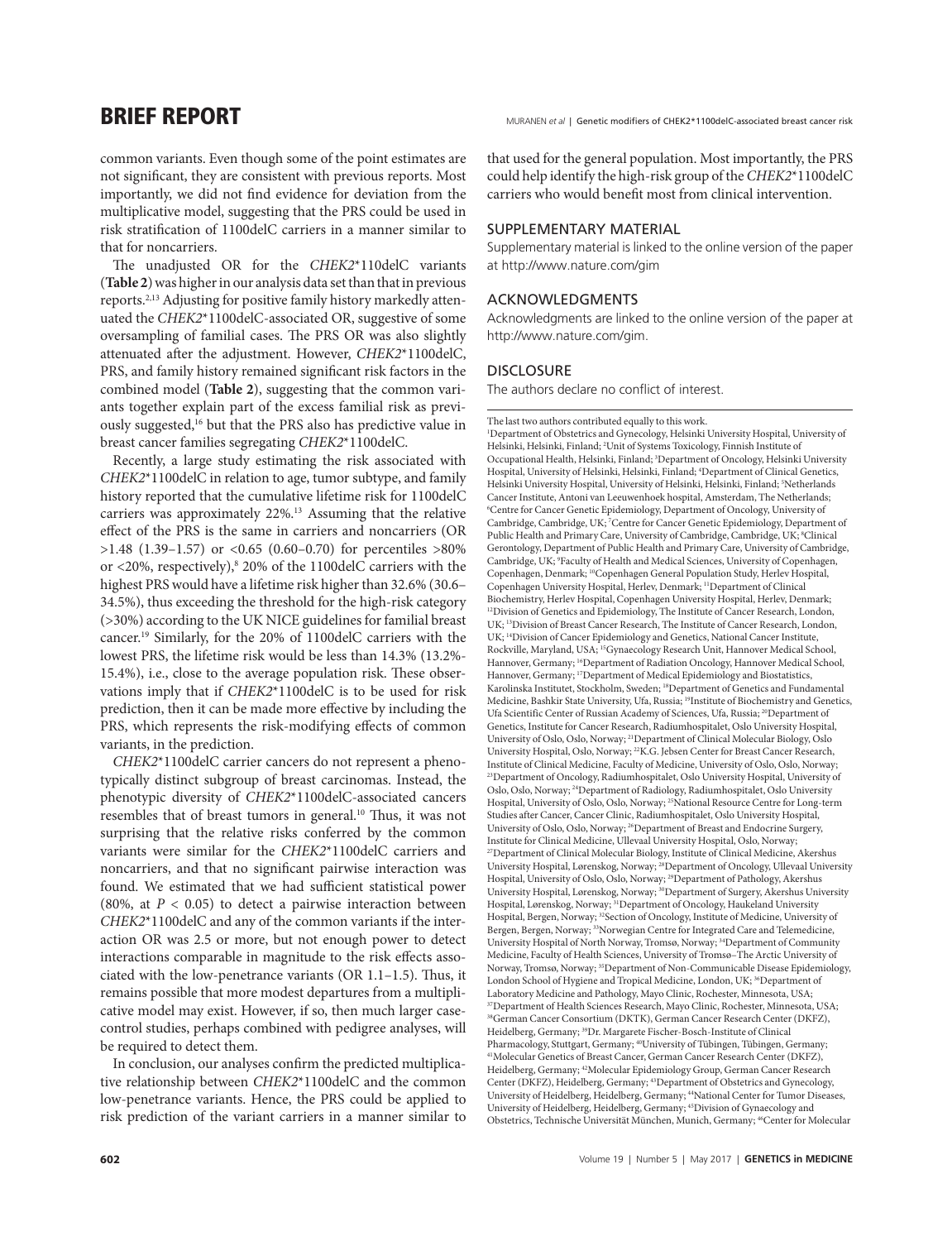common variants. Even though some of the point estimates are not significant, they are consistent with previous reports. Most importantly, we did not find evidence for deviation from the multiplicative model, suggesting that the PRS could be used in risk stratification of 1100delC carriers in a manner similar to that for noncarriers.

The unadjusted OR for the *CHEK2*\*110delC variants (**Table 2**) was higher in our analysis data set than that in previous reports.[2,13] Adjusting for positive family history markedly attenuated the *CHEK2*\*1100delC-associated OR, suggestive of some oversampling of familial cases. The PRS OR was also slightly attenuated after the adjustment. However, *CHEK2*\*1100delC, PRS, and family history remained significant risk factors in the combined model (**Table 2**), suggesting that the common variants together explain part of the excess familial risk as previously suggested,[16] but that the PRS also has predictive value in breast cancer families segregating *CHEK2*\*1100delC.

Recently, a large study estimating the risk associated with *CHEK2*\*1100delC in relation to age, tumor subtype, and family history reported that the cumulative lifetime risk for 1100delC carriers was approximately 22%.[13] Assuming that the relative effect of the PRS is the same in carriers and noncarriers (OR >1.48 (1.39–1.57) or <0.65 (0.60–0.70) for percentiles >80% or <20%, respectively),[8] 20% of the 1100delC carriers with the highest PRS would have a lifetime risk higher than 32.6% (30.6–34.5%), thus exceeding the threshold for the high-risk category (>30%) according to the UK NICE guidelines for familial breast cancer.[19] Similarly, for the 20% of 1100delC carriers with the lowest PRS, the lifetime risk would be less than 14.3% (13.2%-15.4%), i.e., close to the average population risk. These observations imply that if *CHEK2*\*1100delC is to be used for risk prediction, then it can be made more effective by including the PRS, which represents the risk-modifying effects of common variants, in the prediction.

*CHEK2*\*1100delC carrier cancers do not represent a phenotypically distinct subgroup of breast carcinomas. Instead, the phenotypic diversity of *CHEK2*\*1100delC-associated cancers resembles that of breast tumors in general.[10] Thus, it was not surprising that the relative risks conferred by the common variants were similar for the *CHEK2*\*1100delC carriers and noncarriers, and that no significant pairwise interaction was found. We estimated that we had sufficient statistical power (80%, at $P < 0.05$) to detect a pairwise interaction between *CHEK2*\*1100delC and any of the common variants if the interaction OR was 2.5 or more, but not enough power to detect interactions comparable in magnitude to the risk effects associated with the low-penetrance variants (OR 1.1–1.5). Thus, it remains possible that more modest departures from a multiplicative model may exist. However, if so, then much larger case-control studies, perhaps combined with pedigree analyses, will be required to detect them.

In conclusion, our analyses confirm the predicted multiplicative relationship between *CHEK2*\*1100delC and the common low-penetrance variants. Hence, the PRS could be applied to risk prediction of the variant carriers in a manner similar to that used for the general population. Most importantly, the PRS could help identify the high-risk group of the *CHEK2*\*1100delC carriers who would benefit most from clinical intervention.

## SUPPLEMENTARY MATERIAL

Supplementary material is linked to the online version of the paper at http://www.nature.com/gim

## ACKNOWLEDGMENTS

Acknowledgments are linked to the online version of the paper at http://www.nature.com/gim.

## DISCLOSURE

The authors declare no conflict of interest.

---

The last two authors contributed equally to this work.

[1]Department of Obstetrics and Gynecology, Helsinki University Hospital, University of Helsinki, Helsinki, Finland; [2]Unit of Systems Toxicology, Finnish Institute of Occupational Health, Helsinki, Finland; [3]Department of Oncology, Helsinki University Hospital, University of Helsinki, Helsinki, Finland; [4]Department of Clinical Genetics, Helsinki University Hospital, University of Helsinki, Helsinki, Finland; [5]Netherlands Cancer Institute, Antoni van Leeuwenhoek hospital, Amsterdam, The Netherlands; [6]Centre for Cancer Genetic Epidemiology, Department of Oncology, University of Cambridge, Cambridge, UK; [7]Centre for Cancer Genetic Epidemiology, Department of Public Health and Primary Care, University of Cambridge, Cambridge, UK; [8]Clinical Gerontology, Department of Public Health and Primary Care, University of Cambridge, Cambridge, UK; [9]Faculty of Health and Medical Sciences, University of Copenhagen, Copenhagen, Denmark; [10]Copenhagen General Population Study, Herlev Hospital, Copenhagen University Hospital, Herlev, Denmark; [11]Department of Clinical Biochemistry, Herlev Hospital, Copenhagen University Hospital, Herlev, Denmark; [12]Division of Genetics and Epidemiology, The Institute of Cancer Research, London, UK; [13]Division of Breast Cancer Research, The Institute of Cancer Research, London, UK; [14]Division of Cancer Epidemiology and Genetics, National Cancer Institute, Rockville, Maryland, USA; [15]Gynaecology Research Unit, Hannover Medical School, Hannover, Germany; [16]Department of Radiation Oncology, Hannover Medical School, Hannover, Germany; [17]Department of Medical Epidemiology and Biostatistics, Karolinska Institutet, Stockholm, Sweden; [18]Department of Genetics and Fundamental Medicine, Bashkir State University, Ufa, Russia; [19]Institute of Biochemistry and Genetics, Ufa Scientific Center of Russian Academy of Sciences, Ufa, Russia; [20]Department of Genetics, Institute for Cancer Research, Radiumhospitalet, Oslo University Hospital, University of Oslo, Oslo, Norway; [21]Department of Clinical Molecular Biology, Oslo University Hospital, Oslo, Norway; [22]K.G. Jebsen Center for Breast Cancer Research, Institute of Clinical Medicine, Faculty of Medicine, University of Oslo, Oslo, Norway; [23]Department of Oncology, Radiumhospitalet, Oslo University Hospital, University of Oslo, Oslo, Norway; [24]Department of Radiology, Radiumhospitalet, Oslo University Hospital, University of Oslo, Oslo, Norway; [25]National Resource Centre for Long-term Studies after Cancer, Cancer Clinic, Radiumhospitalet, Oslo University Hospital, University of Oslo, Oslo, Norway; [26]Department of Breast and Endocrine Surgery, Institute for Clinical Medicine, Ullevaal University Hospital, Oslo, Norway; [27]Department of Clinical Molecular Biology, Institute of Clinical Medicine, Akershus University Hospital, Lørenskog, Norway; [28]Department of Oncology, Ullevaal University Hospital, University of Oslo, Oslo, Norway; [29]Department of Pathology, Akershus University Hospital, Lørenskog, Norway; [30]Department of Surgery, Akershus University Hospital, Lørenskog, Norway; [31]Department of Oncology, Haukeland University Hospital, Bergen, Norway; [32]Section of Oncology, Institute of Medicine, University of Bergen, Bergen, Norway; [33]Norwegian Centre for Integrated Care and Telemedicine, University Hospital of North Norway, Tromsø, Norway; [34]Department of Community Medicine, Faculty of Health Sciences, University of Tromsø–The Arctic University of Norway, Tromsø, Norway; [35]Department of Non-Communicable Disease Epidemiology, London School of Hygiene and Tropical Medicine, London, UK; [36]Department of Laboratory Medicine and Pathology, Mayo Clinic, Rochester, Minnesota, USA; [37]Department of Health Sciences Research, Mayo Clinic, Rochester, Minnesota, USA; [38]German Cancer Consortium (DKTK), German Cancer Research Center (DKFZ), Heidelberg, Germany; [39]Dr. Margarete Fischer-Bosch-Institute of Clinical Pharmacology, Stuttgart, Germany; [40]University of Tübingen, Tübingen, Germany; [41]Molecular Genetics of Breast Cancer, German Cancer Research Center (DKFZ), Heidelberg, Germany; [42]Molecular Epidemiology Group, German Cancer Research Center (DKFZ), Heidelberg, Germany; [43]Department of Obstetrics and Gynecology, University of Heidelberg, Heidelberg, Germany; [44]National Center for Tumor Diseases, University of Heidelberg, Heidelberg, Germany; [45]Division of Gynaecology and Obstetrics, Technische Universität München, Munich, Germany; [46]Center for Molecular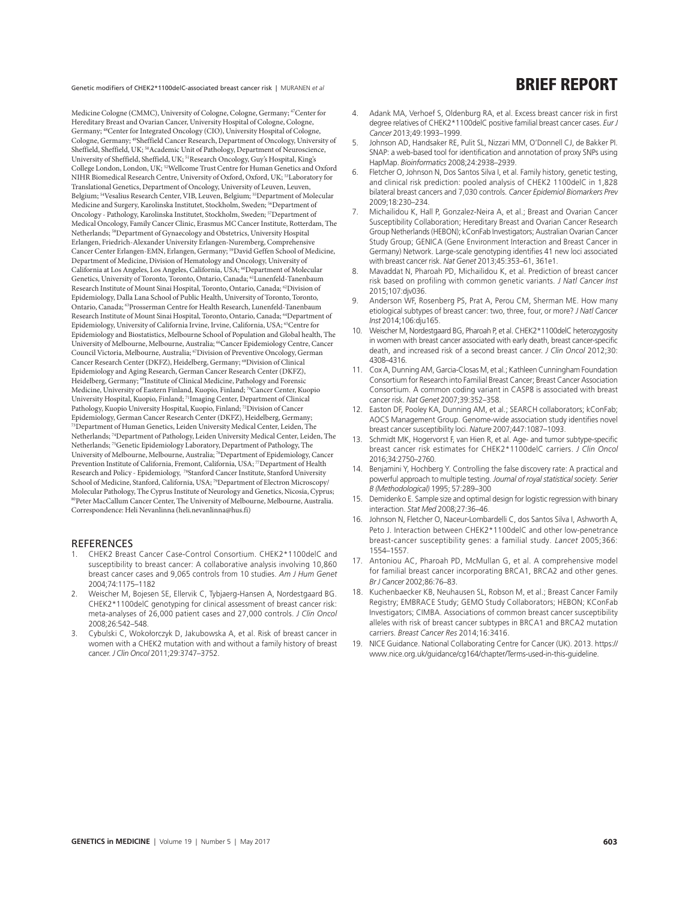Medicine Cologne (CMMC), University of Cologne, Cologne, Germany; [47]Center for Hereditary Breast and Ovarian Cancer, University Hospital of Cologne, Cologne, Germany; [48]Center for Integrated Oncology (CIO), University Hospital of Cologne, Cologne, Germany; [49]Sheffield Cancer Research, Department of Oncology, University of Sheffield, Sheffield, UK; [50]Academic Unit of Pathology, Department of Neuroscience, University of Sheffield, Sheffield, UK; [51]Research Oncology, Guy's Hospital, King's College London, London, UK; [52]Wellcome Trust Centre for Human Genetics and Oxford NIHR Biomedical Research Centre, University of Oxford, Oxford, UK; [53]Laboratory for Translational Genetics, Department of Oncology, University of Leuven, Leuven, Belgium; [54]Vesalius Research Center, VIB, Leuven, Belgium; [55]Department of Molecular Medicine and Surgery, Karolinska Institutet, Stockholm, Sweden; [56]Department of Oncology - Pathology, Karolinska Institutet, Stockholm, Sweden; [57]Department of Medical Oncology, Family Cancer Clinic, Erasmus MC Cancer Institute, Rotterdam, The Netherlands; [58]Department of Gynaecology and Obstetrics, University Hospital Erlangen, Friedrich-Alexander University Erlangen-Nuremberg, Comprehensive Cancer Center Erlangen-EMN, Erlangen, Germany; [59]David Geffen School of Medicine, Department of Medicine, Division of Hematology and Oncology, University of California at Los Angeles, Los Angeles, California, USA; [60]Department of Molecular Genetics, University of Toronto, Toronto, Ontario, Canada; [61]Lunenfeld-Tanenbaum Research Institute of Mount Sinai Hospital, Toronto, Ontario, Canada; [62]Division of Epidemiology, Dalla Lana School of Public Health, University of Toronto, Toronto, Ontario, Canada; [63]Prosserman Centre for Health Research, Lunenfeld-Tanenbaum Research Institute of Mount Sinai Hospital, Toronto, Ontario, Canada; [64]Department of Epidemiology, University of California Irvine, Irvine, California, USA; [65]Centre for Epidemiology and Biostatistics, Melbourne School of Population and Global health, The University of Melbourne, Melbourne, Australia; [66]Cancer Epidemiology Centre, Cancer Council Victoria, Melbourne, Australia; [67]Division of Preventive Oncology, German Cancer Research Center (DKFZ), Heidelberg, Germany; [68]Division of Clinical Epidemiology and Aging Research, German Cancer Research Center (DKFZ), Heidelberg, Germany; [69]Institute of Clinical Medicine, Pathology and Forensic Medicine, University of Eastern Finland, Kuopio, Finland; [70]Cancer Center, Kuopio University Hospital, Kuopio, Finland; [71]Imaging Center, Department of Clinical Pathology, Kuopio University Hospital, Kuopio, Finland; [72]Division of Cancer Epidemiology, German Cancer Research Center (DKFZ), Heidelberg, Germany; [73]Department of Human Genetics, Leiden University Medical Center, Leiden, The Netherlands; [74]Department of Pathology, Leiden University Medical Center, Leiden, The Netherlands; [75]Genetic Epidemiology Laboratory, Department of Pathology, The University of Melbourne, Melbourne, Australia; [76]Department of Epidemiology, Cancer Prevention Institute of California, Fremont, California, USA; [77]Department of Health Research and Policy - Epidemiology, [78]Stanford Cancer Institute, Stanford University School of Medicine, Stanford, California, USA; [79]Department of Electron Microscopy/Molecular Pathology, The Cyprus Institute of Neurology and Genetics, Nicosia, Cyprus; [80]Peter MacCallum Cancer Center, The University of Melbourne, Melbourne, Australia. Correspondence: Heli Nevanlinna (heli.nevanlinna@hus.fi)

## REFERENCES

1. CHEK2 Breast Cancer Case-Control Consortium. CHEK2*1100delC and susceptibility to breast cancer: A collaborative analysis involving 10,860 breast cancer cases and 9,065 controls from 10 studies. *Am J Hum Genet* 2004;74:1175–1182
2. Weischer M, Bojesen SE, Ellervik C, Tybjaerg-Hansen A, Nordestgaard BG. CHEK2*1100delC genotyping for clinical assessment of breast cancer risk: meta-analyses of 26,000 patient cases and 27,000 controls. *J Clin Oncol* 2008;26:542–548.
3. Cybulski C, Wokołorczyk D, Jakubowska A, et al. Risk of breast cancer in women with a CHEK2 mutation with and without a family history of breast cancer. *J Clin Oncol* 2011;29:3747–3752.
4. Adank MA, Verhoef S, Oldenburg RA, et al. Excess breast cancer risk in first degree relatives of CHEK2*1100delC positive familial breast cancer cases. *Eur J Cancer* 2013;49:1993–1999.
5. Johnson AD, Handsaker RE, Pulit SL, Nizzari MM, O'Donnell CJ, de Bakker PI. SNAP: a web-based tool for identification and annotation of proxy SNPs using HapMap. *Bioinformatics* 2008;24:2938–2939.
6. Fletcher O, Johnson N, Dos Santos Silva I, et al. Family history, genetic testing, and clinical risk prediction: pooled analysis of CHEK2 1100delC in 1,828 bilateral breast cancers and 7,030 controls. *Cancer Epidemiol Biomarkers Prev* 2009;18:230–234.
7. Michailidou K, Hall P, Gonzalez-Neira A, et al.; Breast and Ovarian Cancer Susceptibility Collaboration; Hereditary Breast and Ovarian Cancer Research Group Netherlands (HEBON); kConFab Investigators; Australian Ovarian Cancer Study Group; GENICA (Gene Environment Interaction and Breast Cancer in Germany) Network. Large-scale genotyping identifies 41 new loci associated with breast cancer risk. *Nat Genet* 2013;45:353–61, 361e1.
8. Mavaddat N, Pharoah PD, Michailidou K, et al. Prediction of breast cancer risk based on profiling with common genetic variants. *J Natl Cancer Inst* 2015;107:djv036.
9. Anderson WF, Rosenberg PS, Prat A, Perou CM, Sherman ME. How many etiological subtypes of breast cancer: two, three, four, or more? *J Natl Cancer Inst* 2014;106:dju165.
10. Weischer M, Nordestgaard BG, Pharoah P, et al. CHEK2*1100delC heterozygosity in women with breast cancer associated with early death, breast cancer-specific death, and increased risk of a second breast cancer. *J Clin Oncol* 2012;30: 4308–4316.
11. Cox A, Dunning AM, Garcia-Closas M, et al.; Kathleen Cunningham Foundation Consortium for Research into Familial Breast Cancer; Breast Cancer Association Consortium. A common coding variant in CASP8 is associated with breast cancer risk. *Nat Genet* 2007;39:352–358.
12. Easton DF, Pooley KA, Dunning AM, et al.; SEARCH collaborators; kConFab; AOCS Management Group. Genome-wide association study identifies novel breast cancer susceptibility loci. *Nature* 2007;447:1087–1093.
13. Schmidt MK, Hogervorst F, van Hien R, et al. Age- and tumor subtype-specific breast cancer risk estimates for CHEK2*1100delC carriers. *J Clin Oncol* 2016;34:2750–2760.
14. Benjamini Y, Hochberg Y. Controlling the false discovery rate: A practical and powerful approach to multiple testing. *Journal of royal statistical society. Serier B (Methodological)* 1995; 57:289–300
15. Demidenko E. Sample size and optimal design for logistic regression with binary interaction. *Stat Med* 2008;27:36–46.
16. Johnson N, Fletcher O, Naceur-Lombardelli C, dos Santos Silva I, Ashworth A, Peto J. Interaction between CHEK2*1100delC and other low-penetrance breast-cancer susceptibility genes: a familial study. *Lancet* 2005;366: 1554–1557.
17. Antoniou AC, Pharoah PD, McMullan G, et al. A comprehensive model for familial breast cancer incorporating BRCA1, BRCA2 and other genes. *Br J Cancer* 2002;86:76–83.
18. Kuchenbaecker KB, Neuhausen SL, Robson M, et al.; Breast Cancer Family Registry; EMBRACE Study; GEMO Study Collaborators; HEBON; KConFab Investigators; CIMBA. Associations of common breast cancer susceptibility alleles with risk of breast cancer subtypes in BRCA1 and BRCA2 mutation carriers. *Breast Cancer Res* 2014;16:3416.
19. NICE Guidance. National Collaborating Centre for Cancer (UK). 2013. https://www.nice.org.uk/guidance/cg164/chapter/Terms-used-in-this-guideline.